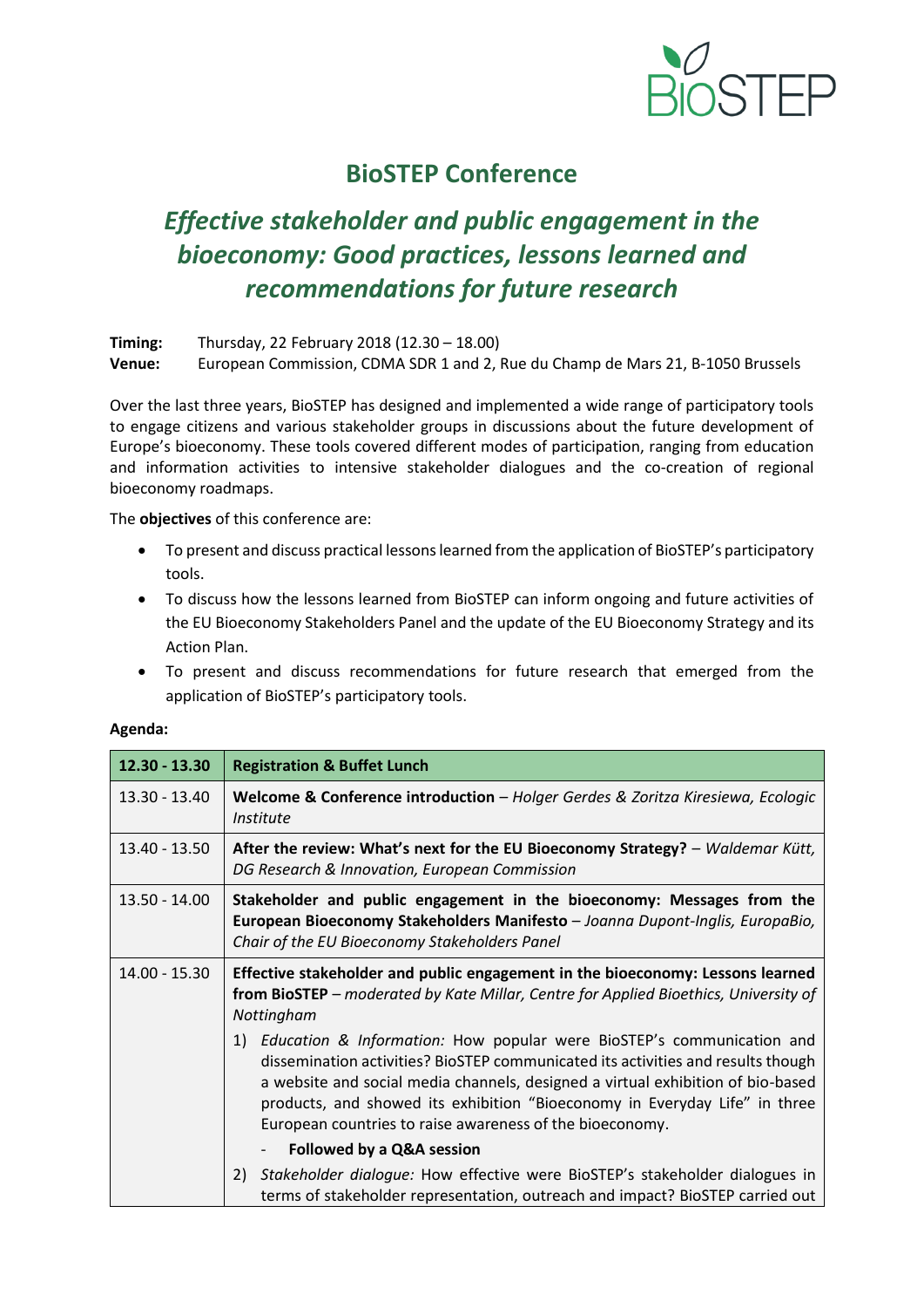# BioSTEP Conference

## *Effective stakeholder and public engagement in the bioeconomy: Good practices, lessons learned and recommendations for future research*

**Timing:** Thursday, 22 February 2018 (12.30 – 18.00)
**Venue:** European Commission, CDMA SDR 1 and 2, Rue du Champ de Mars 21, B-1050 Brussels

Over the last three years, BioSTEP has designed and implemented a wide range of participatory tools to engage citizens and various stakeholder groups in discussions about the future development of Europe's bioeconomy. These tools covered different modes of participation, ranging from education and information activities to intensive stakeholder dialogues and the co-creation of regional bioeconomy roadmaps.

The **objectives** of this conference are:

- To present and discuss practical lessons learned from the application of BioSTEP's participatory tools.
- To discuss how the lessons learned from BioSTEP can inform ongoing and future activities of the EU Bioeconomy Stakeholders Panel and the update of the EU Bioeconomy Strategy and its Action Plan.
- To present and discuss recommendations for future research that emerged from the application of BioSTEP's participatory tools.

**Agenda:**

| 12.30 - 13.30 | **Registration & Buffet Lunch** |
|---|---|
| 13.30 - 13.40 | **Welcome & Conference introduction** – *Holger Gerdes & Zoritza Kiresiewa, Ecologic Institute* |
| 13.40 - 13.50 | **After the review: What's next for the EU Bioeconomy Strategy?** – *Waldemar Kütt, DG Research & Innovation, European Commission* |
| 13.50 - 14.00 | **Stakeholder and public engagement in the bioeconomy: Messages from the European Bioeconomy Stakeholders Manifesto** – *Joanna Dupont-Inglis, EuropaBio, Chair of the EU Bioeconomy Stakeholders Panel* |
| 14.00 - 15.30 | **Effective stakeholder and public engagement in the bioeconomy: Lessons learned from BioSTEP** – *moderated by Kate Millar, Centre for Applied Bioethics, University of Nottingham*<br><br>1) *Education & Information:* How popular were BioSTEP's communication and dissemination activities? BioSTEP communicated its activities and results though a website and social media channels, designed a virtual exhibition of bio-based products, and showed its exhibition "Bioeconomy in Everyday Life" in three European countries to raise awareness of the bioeconomy.<br>- **Followed by a Q&A session**<br><br>2) *Stakeholder dialogue:* How effective were BioSTEP's stakeholder dialogues in terms of stakeholder representation, outreach and impact? BioSTEP carried out |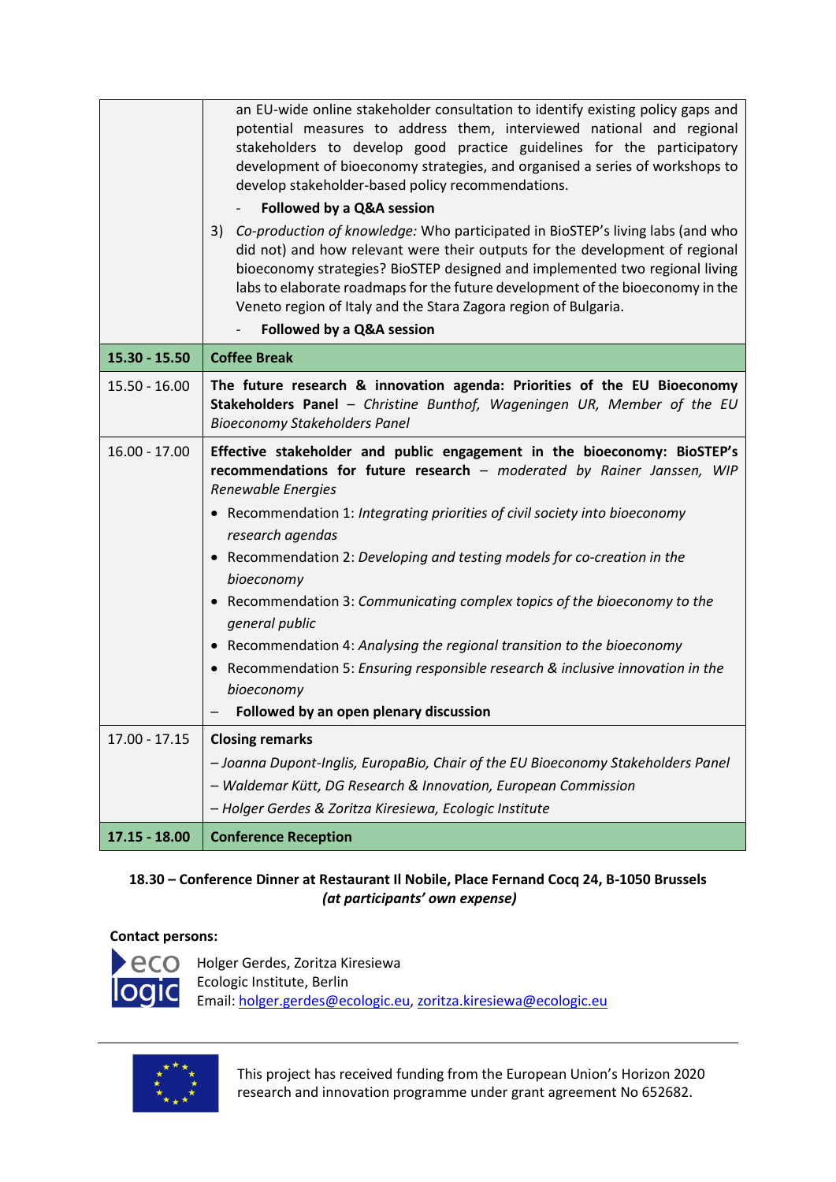| | |
|---|---|
| | an EU-wide online stakeholder consultation to identify existing policy gaps and potential measures to address them, interviewed national and regional stakeholders to develop good practice guidelines for the participatory development of bioeconomy strategies, and organised a series of workshops to develop stakeholder-based policy recommendations.<br>- **Followed by a Q&A session**<br>3) *Co-production of knowledge:* Who participated in BioSTEP's living labs (and who did not) and how relevant were their outputs for the development of regional bioeconomy strategies? BioSTEP designed and implemented two regional living labs to elaborate roadmaps for the future development of the bioeconomy in the Veneto region of Italy and the Stara Zagora region of Bulgaria.<br>- **Followed by a Q&A session** |
| **15.30 - 15.50** | **Coffee Break** |
| 15.50 - 16.00 | **The future research & innovation agenda: Priorities of the EU Bioeconomy Stakeholders Panel** – *Christine Bunthof, Wageningen UR, Member of the EU Bioeconomy Stakeholders Panel* |
| 16.00 - 17.00 | **Effective stakeholder and public engagement in the bioeconomy: BioSTEP's recommendations for future research** – *moderated by Rainer Janssen, WIP Renewable Energies*<br>• Recommendation 1: *Integrating priorities of civil society into bioeconomy research agendas*<br>• Recommendation 2: *Developing and testing models for co-creation in the bioeconomy*<br>• Recommendation 3: *Communicating complex topics of the bioeconomy to the general public*<br>• Recommendation 4: *Analysing the regional transition to the bioeconomy*<br>• Recommendation 5: *Ensuring responsible research & inclusive innovation in the bioeconomy*<br>– **Followed by an open plenary discussion** |
| 17.00 - 17.15 | **Closing remarks**<br>*– Joanna Dupont-Inglis, EuropaBio, Chair of the EU Bioeconomy Stakeholders Panel*<br>*– Waldemar Kütt, DG Research & Innovation, European Commission*<br>*– Holger Gerdes & Zoritza Kiresiewa, Ecologic Institute* |
| **17.15 - 18.00** | **Conference Reception** |

**18.30 – Conference Dinner at Restaurant Il Nobile, Place Fernand Cocq 24, B-1050 Brussels**
***(at participants' own expense)***

**Contact persons:**

Holger Gerdes, Zoritza Kiresiewa
Ecologic Institute, Berlin
Email: holger.gerdes@ecologic.eu, zoritza.kiresiewa@ecologic.eu

This project has received funding from the European Union's Horizon 2020 research and innovation programme under grant agreement No 652682.